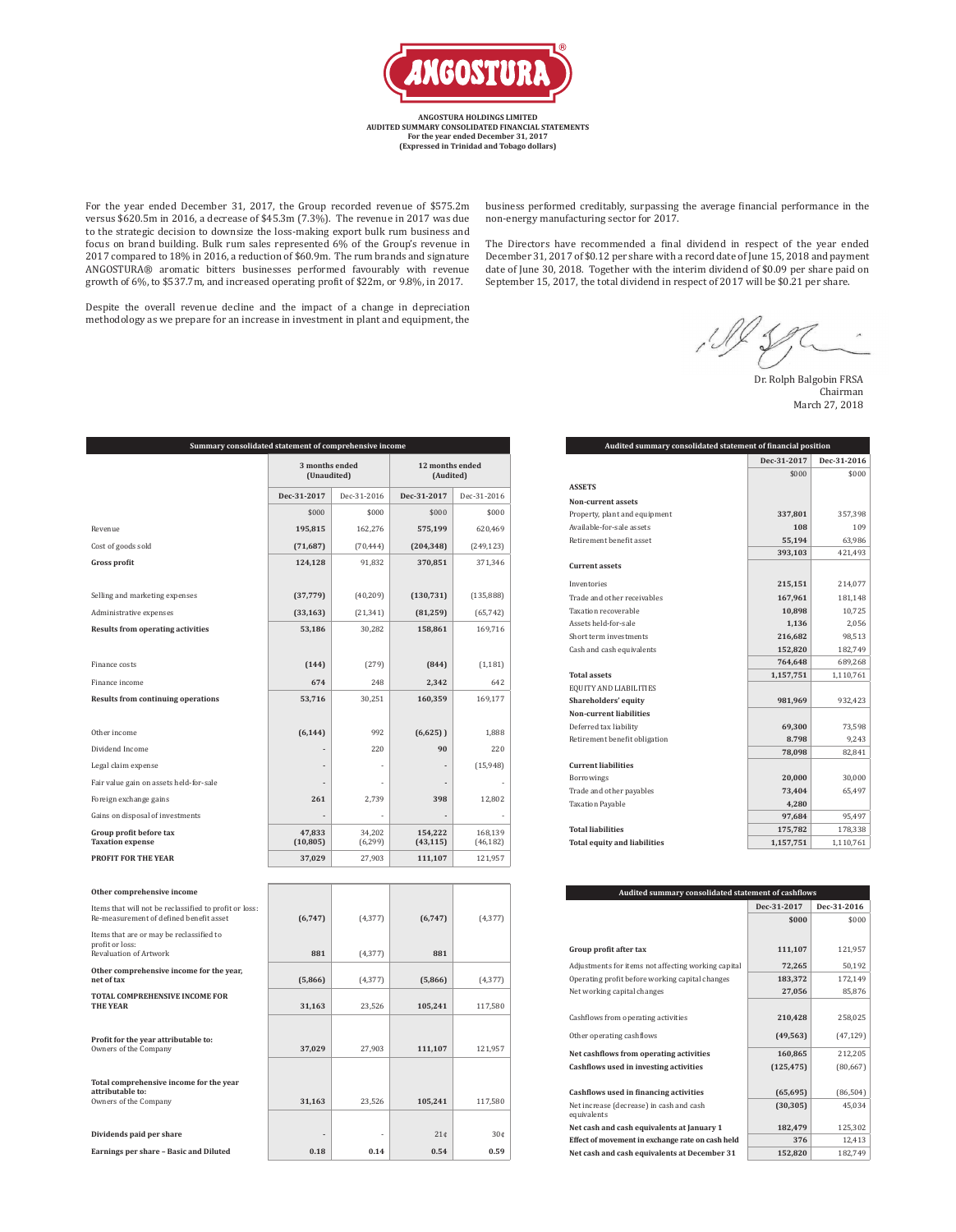# ANGOSTURA

**ANGOSTURA HOLDINGS LIMITED**
**AUDITED SUMMARY CONSOLIDATED FINANCIAL STATEMENTS**
**For the year ended December 31, 2017**
**(Expressed in Trinidad and Tobago dollars)**

For the year ended December 31, 2017, the Group recorded revenue of $575.2m versus $620.5m in 2016, a decrease of $45.3m (7.3%). The revenue in 2017 was due to the strategic decision to downsize the loss-making export bulk rum business and focus on brand building. Bulk rum sales represented 6% of the Group's revenue in 2017 compared to 18% in 2016, a reduction of $60.9m. The rum brands and signature ANGOSTURA® aromatic bitters businesses performed favourably with revenue growth of 6%, to $537.7m, and increased operating profit of $22m, or 9.8%, in 2017.

Despite the overall revenue decline and the impact of a change in depreciation methodology as we prepare for an increase in investment in plant and equipment, the business performed creditably, surpassing the average financial performance in the non-energy manufacturing sector for 2017.

The Directors have recommended a final dividend in respect of the year ended December 31, 2017 of $0.12 per share with a record date of June 15, 2018 and payment date of June 30, 2018. Together with the interim dividend of $0.09 per share paid on September 15, 2017, the total dividend in respect of 2017 will be $0.21 per share.

Dr. Rolph Balgobin FRSA
Chairman
March 27, 2018

**Summary consolidated statement of comprehensive income**

| | 3 months ended (Unaudited) | | 12 months ended (Audited) | |
|---|---|---|---|---|
| | **Dec-31-2017** | Dec-31-2016 | **Dec-31-2017** | Dec-31-2016 |
| | $000 | $000 | $000 | $000 |
| Revenue | **195,815** | 162,276 | **575,199** | 620,469 |
| Cost of goods sold | **(71,687)** | (70,444) | **(204,348)** | (249,123) |
| **Gross profit** | **124,128** | 91,832 | **370,851** | 371,346 |
| Selling and marketing expenses | **(37,779)** | (40,209) | **(130,731)** | (135,888) |
| Administrative expenses | **(33,163)** | (21,341) | **(81,259)** | (65,742) |
| **Results from operating activities** | **53,186** | 30,282 | **158,861** | 169,716 |
| Finance costs | **(144)** | (279) | **(844)** | (1,181) |
| Finance income | **674** | 248 | **2,342** | 642 |
| **Results from continuing operations** | **53,716** | 30,251 | **160,359** | 169,177 |
| Other income | **(6,144)** | 992 | **(6,625) )** | 1,888 |
| Dividend Income | **-** | 220 | **90** | 220 |
| Legal claim expense | **-** | - | **-** | (15,948) |
| Fair value gain on assets held-for-sale | **-** | - | **-** | - |
| Foreign exchange gains | **261** | 2,739 | **398** | 12,802 |
| Gains on disposal of investments | **-** | - | **-** | - |
| **Group profit before tax** | **47,833** | 34,202 | **154,222** | 168,139 |
| **Taxation expense** | **(10,805)** | (6,299) | **(43,115)** | (46,182) |
| **PROFIT FOR THE YEAR** | **37,029** | 27,903 | **111,107** | 121,957 |
| **Other comprehensive income** | | | | |
| Items that will not be reclassified to profit or loss: Re-measurement of defined benefit asset | **(6,747)** | (4,377) | **(6,747)** | (4,377) |
| Items that are or may be reclassified to profit or loss: Revaluation of Artwork | **881** | (4,377) | **881** | |
| **Other comprehensive income for the year, net of tax** | **(5,866)** | (4,377) | **(5,866)** | (4,377) |
| **TOTAL COMPREHENSIVE INCOME FOR THE YEAR** | **31,163** | 23,526 | **105,241** | 117,580 |
| **Profit for the year attributable to:** Owners of the Company | **37,029** | 27,903 | **111,107** | 121,957 |
| **Total comprehensive income for the year attributable to:** Owners of the Company | **31,163** | 23,526 | **105,241** | 117,580 |
| **Dividends paid per share** | **-** | - | **21¢** | 30¢ |
| **Earnings per share – Basic and Diluted** | **0.18** | **0.14** | **0.54** | **0.59** |

**Audited summary consolidated statement of financial position**

| | Dec-31-2017 | Dec-31-2016 |
|---|---|---|
| | $000 | $000 |
| **ASSETS** | | |
| **Non-current assets** | | |
| Property, plant and equipment | **337,801** | 357,398 |
| Available-for-sale assets | **108** | 109 |
| Retirement benefit asset | **55,194** | 63,986 |
| | **393,103** | 421,493 |
| **Current assets** | | |
| Inventories | **215,151** | 214,077 |
| Trade and other receivables | **167,961** | 181,148 |
| Taxation recoverable | **10,898** | 10,725 |
| Assets held-for-sale | **1,136** | 2,056 |
| Short term investments | **216,682** | 98,513 |
| Cash and cash equivalents | **152,820** | 182,749 |
| | **764,648** | 689,268 |
| **Total assets** | **1,157,751** | 1,110,761 |
| EQUITY AND LIABILITIES | | |
| **Shareholders' equity** | **981,969** | 932,423 |
| **Non-current liabilities** | | |
| Deferred tax liability | **69,300** | 73,598 |
| Retirement benefit obligation | **8,798** | 9,243 |
| | **78,098** | 82,841 |
| **Current liabilities** | | |
| Borrowings | **20,000** | 30,000 |
| Trade and other payables | **73,404** | 65,497 |
| Taxation Payable | **4,280** | |
| | **97,684** | 95,497 |
| **Total liabilities** | **175,782** | 178,338 |
| **Total equity and liabilities** | **1,157,751** | 1,110,761 |

**Audited summary consolidated statement of cashflows**

| | Dec-31-2017 | Dec-31-2016 |
|---|---|---|
| | **$000** | $000 |
| Group profit after tax | **111,107** | 121,957 |
| Adjustments for items not affecting working capital | **72,265** | 50,192 |
| Operating profit before working capital changes | **183,372** | 172,149 |
| Net working capital changes | **27,056** | 85,876 |
| Cashflows from operating activities | **210,428** | 258,025 |
| Other operating cashflows | **(49,563)** | (47,129) |
| **Net cashflows from operating activities** | **160,865** | 212,205 |
| **Cashflows used in investing activities** | **(125,475)** | (80,667) |
| **Cashflows used in financing activities** | **(65,695)** | (86,504) |
| Net increase (decrease) in cash and cash equivalents | **(30,305)** | 45,034 |
| **Net cash and cash equivalents at January 1** | **182,479** | 125,302 |
| **Effect of movement in exchange rate on cash held** | **376** | 12,413 |
| **Net cash and cash equivalents at December 31** | **152,820** | 182,749 |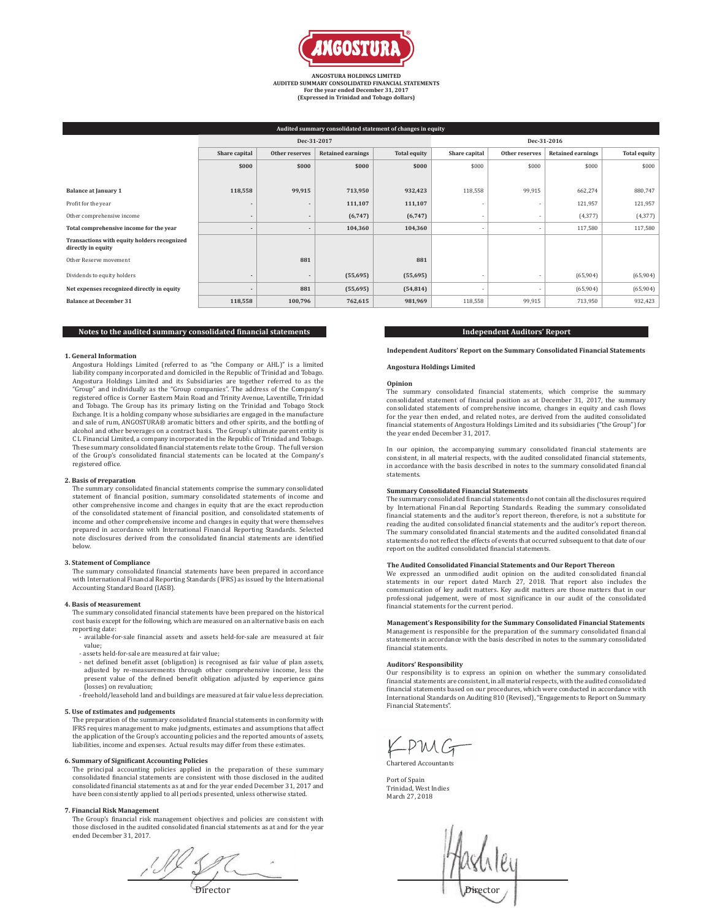ANGOSTURA HOLDINGS LIMITED
AUDITED SUMMARY CONSOLIDATED FINANCIAL STATEMENTS
For the year ended December 31, 2017
(Expressed in Trinidad and Tobago dollars)

**Audited summary consolidated statement of changes in equity**

| | Dec-31-2017 | | | | Dec-31-2016 | | | |
|---|---|---|---|---|---|---|---|---|
| | Share capital | Other reserves | Retained earnings | Total equity | Share capital | Other reserves | Retained earnings | Total equity |
| | $000 | $000 | $000 | $000 | $000 | $000 | $000 | $000 |
| **Balance at January 1** | 118,558 | 99,915 | 713,950 | 932,423 | 118,558 | 99,915 | 662,274 | 880,747 |
| Profit for the year | - | - | 111,107 | 111,107 | - | - | 121,957 | 121,957 |
| Other comprehensive income | - | - | (6,747) | (6,747) | - | - | (4,377) | (4,377) |
| **Total comprehensive income for the year** | - | - | 104,360 | 104,360 | - | - | 117,580 | 117,580 |
| **Transactions with equity holders recognized directly in equity** | | | | | | | | |
| Other Reserve movement | | 881 | | 881 | | | | |
| Dividends to equity holders | - | - | (55,695) | (55,695) | - | - | (65,904) | (65,904) |
| **Net expenses recognized directly in equity** | - | 881 | (55,695) | (54,814) | - | - | (65,904) | (65,904) |
| **Balance at December 31** | 118,558 | 100,796 | 762,615 | 981,969 | 118,558 | 99,915 | 713,950 | 932,423 |

## Notes to the audited summary consolidated financial statements

**1. General Information**

Angostura Holdings Limited (referred to as "the Company or AHL)" is a limited liability company incorporated and domiciled in the Republic of Trinidad and Tobago. Angostura Holdings Limited and its Subsidiaries are together referred to as the "Group" and individually as the "Group companies". The address of the Company's registered office is Corner Eastern Main Road and Trinity Avenue, Laventille, Trinidad and Tobago. The Group has its primary listing on the Trinidad and Tobago Stock Exchange. It is a holding company whose subsidiaries are engaged in the manufacture and sale of rum, ANGOSTURA® aromatic bitters and other spirits, and the bottling of alcohol and other beverages on a contract basis. The Group's ultimate parent entity is CL Financial Limited, a company incorporated in the Republic of Trinidad and Tobago. These summary consolidated financial statements relate to the Group. The full version of the Group's consolidated financial statements can be located at the Company's registered office.

**2. Basis of preparation**

The summary consolidated financial statements comprise the summary consolidated statement of financial position, summary consolidated statements of income and other comprehensive income and changes in equity that are the exact reproduction of the consolidated statement of financial position, and consolidated statements of income and other comprehensive income and changes in equity that were themselves prepared in accordance with International Financial Reporting Standards. Selected note disclosures derived from the consolidated financial statements are identified below.

**3. Statement of Compliance**

The summary consolidated financial statements have been prepared in accordance with International Financial Reporting Standards (IFRS) as issued by the International Accounting Standard Board (IASB).

**4. Basis of Measurement**

The summary consolidated financial statements have been prepared on the historical cost basis except for the following, which are measured on an alternative basis on each reporting date:

- available-for-sale financial assets and assets held-for-sale are measured at fair value;
- assets held-for-sale are measured at fair value;
- net defined benefit asset (obligation) is recognised as fair value of plan assets, adjusted by re-measurements through other comprehensive income, less the present value of the defined benefit obligation adjusted by experience gains (losses) on revaluation;
- freehold/leasehold land and buildings are measured at fair value less depreciation.

**5. Use of Estimates and Judgements**

The preparation of the summary consolidated financial statements in conformity with IFRS requires management to make judgments, estimates and assumptions that affect the application of the Group's accounting policies and the reported amounts of assets, liabilities, income and expenses. Actual results may differ from these estimates.

**6. Summary of Significant Accounting Policies**

The principal accounting policies applied in the preparation of these summary consolidated financial statements are consistent with those disclosed in the audited consolidated financial statements as at and for the year ended December 31, 2017 and have been consistently applied to all periods presented, unless otherwise stated.

**7. Financial Risk Management**

The Group's financial risk management objectives and policies are consistent with those disclosed in the audited consolidated financial statements as at and for the year ended December 31, 2017.

Director

## Independent Auditors' Report

**Independent Auditors' Report on the Summary Consolidated Financial Statements**

**Angostura Holdings Limited**

**Opinion**

The summary consolidated financial statements, which comprise the summary consolidated statement of financial position as at December 31, 2017, the summary consolidated statements of comprehensive income, changes in equity and cash flows for the year then ended, and related notes, are derived from the audited consolidated financial statements of Angostura Holdings Limited and its subsidiaries ("the Group") for the year ended December 31, 2017.

In our opinion, the accompanying summary consolidated financial statements are consistent, in all material respects, with the audited consolidated financial statements, in accordance with the basis described in notes to the summary consolidated financial statements.

**Summary Consolidated Financial Statements**

The summary consolidated financial statements do not contain all the disclosures required by International Financial Reporting Standards. Reading the summary consolidated financial statements and the auditor's report thereon, therefore, is not a substitute for reading the audited consolidated financial statements and the auditor's report thereon. The summary consolidated financial statements and the audited consolidated financial statements do not reflect the effects of events that occurred subsequent to that date of our report on the audited consolidated financial statements.

**The Audited Consolidated Financial Statements and Our Report Thereon**

We expressed an unmodified audit opinion on the audited consolidated financial statements in our report dated March 27, 2018. That report also includes the communication of key audit matters. Key audit matters are those matters that in our professional judgement, were of most significance in our audit of the consolidated financial statements for the current period.

**Management's Responsibility for the Summary Consolidated Financial Statements**

Management is responsible for the preparation of the summary consolidated financial statements in accordance with the basis described in notes to the summary consolidated financial statements.

**Auditors' Responsibility**

Our responsibility is to express an opinion on whether the summary consolidated financial statements are consistent, in all material respects, with the audited consolidated financial statements based on our procedures, which were conducted in accordance with International Standards on Auditing 810 (Revised), "Engagements to Report on Summary Financial Statements".

KPMG
Chartered Accountants

Port of Spain
Trinidad, West Indies
March 27, 2018

Director